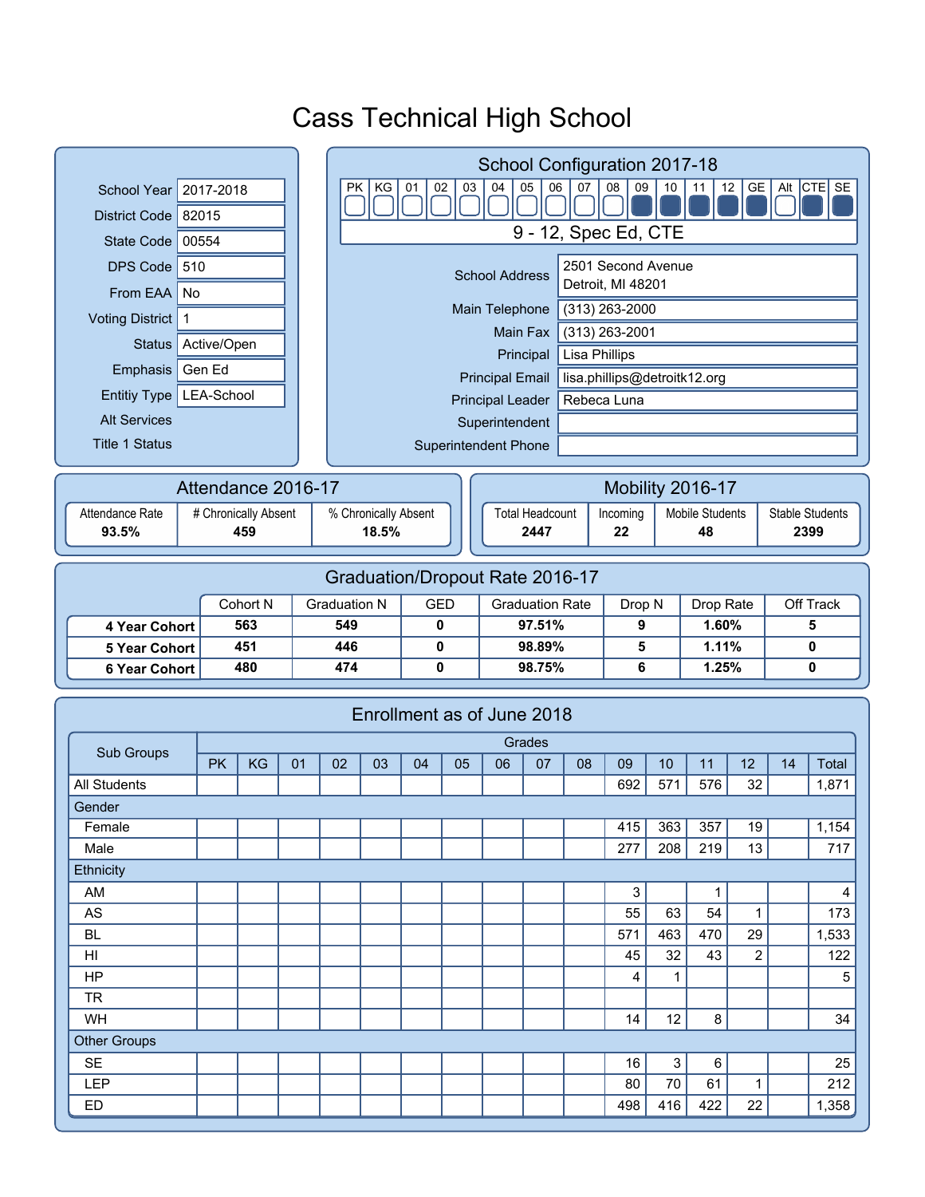# Cass Technical High School

| | |
|---|---|
| School Year | 2017-2018 |
| District Code | 82015 |
| State Code | 00554 |
| DPS Code | 510 |
| From EAA | No |
| Voting District | 1 |
| Status | Active/Open |
| Emphasis | Gen Ed |
| Entitiy Type | LEA-School |
| Alt Services | |
| Title 1 Status | |

## School Configuration 2017-18

| PK | KG | 01 | 02 | 03 | 04 | 05 | 06 | 07 | 08 | 09 | 10 | 11 | 12 | GE | Alt | CTE | SE |
|---|---|---|---|---|---|---|---|---|---|---|---|---|---|---|---|---|---|
| | | | | | | | | | | ■ | ■ | ■ | ■ | ■ | | ■ | ■ |

9 - 12, Spec Ed, CTE

| | |
|---|---|
| School Address | 2501 Second Avenue<br>Detroit, MI 48201 |
| Main Telephone | (313) 263-2000 |
| Main Fax | (313) 263-2001 |
| Principal | Lisa Phillips |
| Principal Email | lisa.phillips@detroitk12.org |
| Principal Leader | Rebeca Luna |
| Superintendent | |
| Superintendent Phone | |

## Attendance 2016-17

| Attendance Rate | # Chronically Absent | % Chronically Absent |
|---|---|---|
| **93.5%** | **459** | **18.5%** |

## Mobility 2016-17

| Total Headcount | Incoming | Mobile Students | Stable Students |
|---|---|---|---|
| **2447** | **22** | **48** | **2399** |

## Graduation/Dropout Rate 2016-17

| | Cohort N | Graduation N | GED | Graduation Rate | Drop N | Drop Rate | Off Track |
|---|---|---|---|---|---|---|---|
| **4 Year Cohort** | **563** | **549** | **0** | **97.51%** | **9** | **1.60%** | **5** |
| **5 Year Cohort** | **451** | **446** | **0** | **98.89%** | **5** | **1.11%** | **0** |
| **6 Year Cohort** | **480** | **474** | **0** | **98.75%** | **6** | **1.25%** | **0** |

## Enrollment as of June 2018

| Sub Groups | Grades | | | | | | | | | | | | | | |
|---|---|---|---|---|---|---|---|---|---|---|---|---|---|---|---|
| | PK | KG | 01 | 02 | 03 | 04 | 05 | 06 | 07 | 08 | 09 | 10 | 11 | 12 | 14 | Total |
| All Students | | | | | | | | | | | 692 | 571 | 576 | 32 | | 1,871 |
| Gender | | | | | | | | | | | | | | | | |
| Female | | | | | | | | | | | 415 | 363 | 357 | 19 | | 1,154 |
| Male | | | | | | | | | | | 277 | 208 | 219 | 13 | | 717 |
| Ethnicity | | | | | | | | | | | | | | | | |
| AM | | | | | | | | | | | 3 | | 1 | | | 4 |
| AS | | | | | | | | | | | 55 | 63 | 54 | 1 | | 173 |
| BL | | | | | | | | | | | 571 | 463 | 470 | 29 | | 1,533 |
| HI | | | | | | | | | | | 45 | 32 | 43 | 2 | | 122 |
| HP | | | | | | | | | | | 4 | 1 | | | | 5 |
| TR | | | | | | | | | | | | | | | | |
| WH | | | | | | | | | | | 14 | 12 | 8 | | | 34 |
| Other Groups | | | | | | | | | | | | | | | | |
| SE | | | | | | | | | | | 16 | 3 | 6 | | | 25 |
| LEP | | | | | | | | | | | 80 | 70 | 61 | 1 | | 212 |
| ED | | | | | | | | | | | 498 | 416 | 422 | 22 | | 1,358 |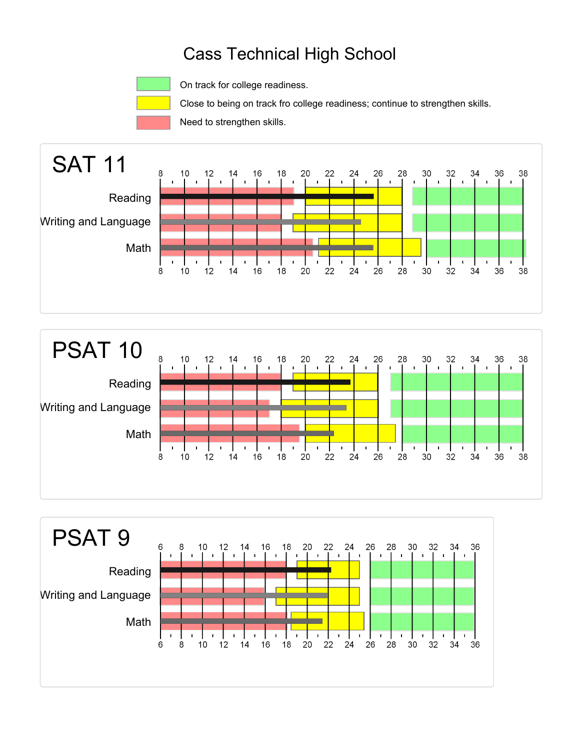# Cass Technical High School

- On track for college readiness.
- Close to being on track fro college readiness; continue to strengthen skills.
- Need to strengthen skills.

## SAT 11

Scale: 8 10 12 14 16 18 20 22 24 26 28 30 32 34 36 38

- Reading
- Writing and Language
- Math

## PSAT 10

Scale: 8 10 12 14 16 18 20 22 24 26 28 30 32 34 36 38

- Reading
- Writing and Language
- Math

## PSAT 9

Scale: 6 8 10 12 14 16 18 20 22 24 26 28 30 32 34 36

- Reading
- Writing and Language
- Math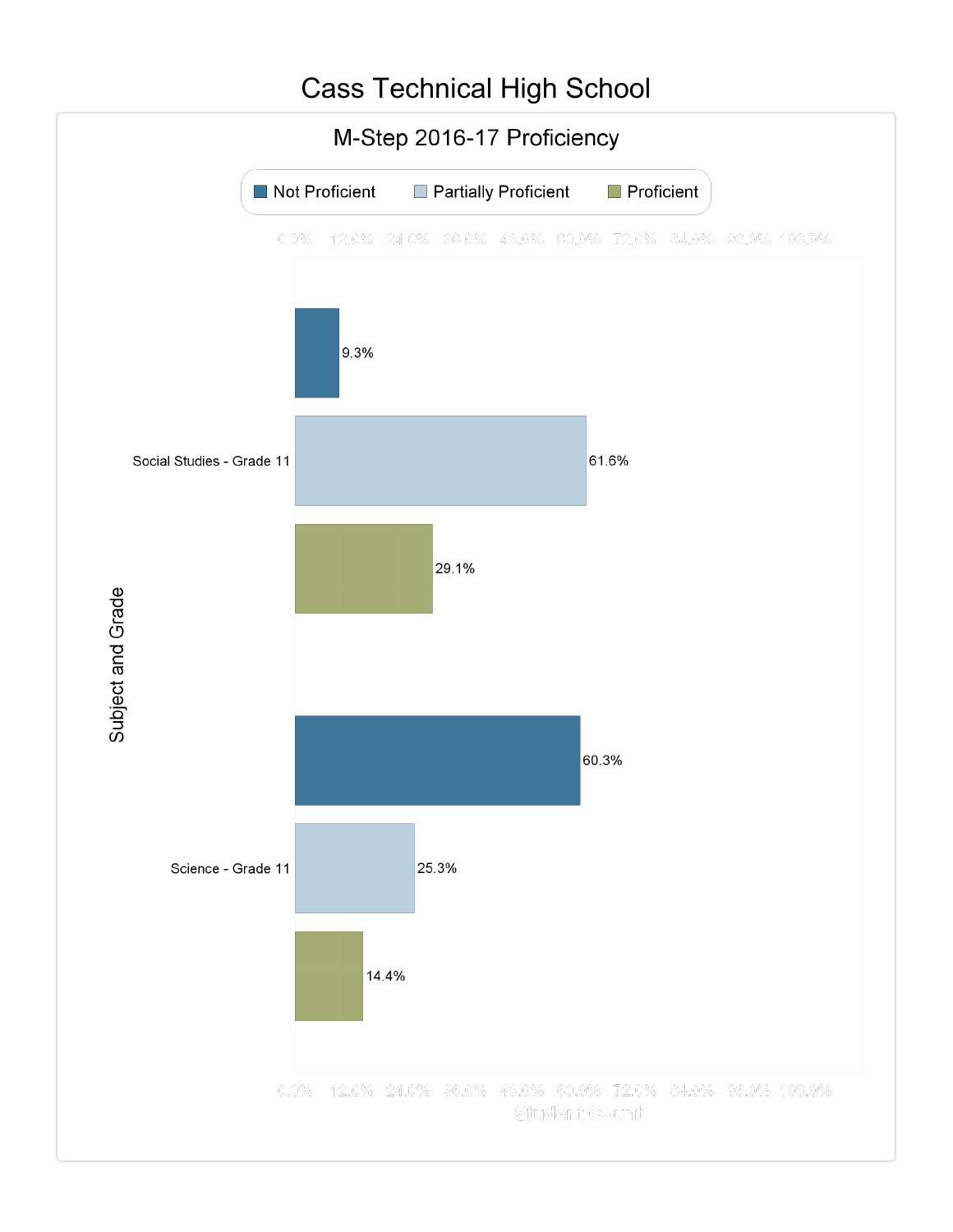# Cass Technical High School

## M-Step 2016-17 Proficiency

| Subject and Grade | Not Proficient | Partially Proficient | Proficient |
|---|---|---|---|
| Social Studies - Grade 11 | 9.3% | 61.6% | 29.1% |
| Science - Grade 11 | 60.3% | 25.3% | 14.4% |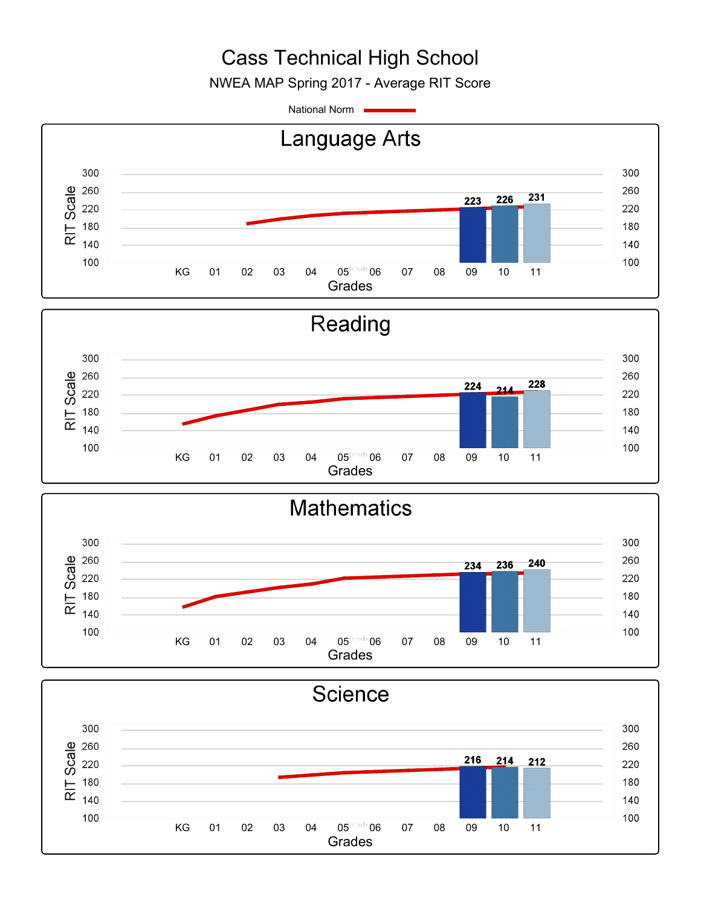# Cass Technical High School

NWEA MAP Spring 2017 - Average RIT Score

National Norm

## Language Arts

| Grade | 09 | 10 | 11 |
|---|---|---|---|
| RIT Score | 223 | 226 | 231 |

## Reading

| Grade | 09 | 10 | 11 |
|---|---|---|---|
| RIT Score | 224 | 214 | 228 |

## Mathematics

| Grade | 09 | 10 | 11 |
|---|---|---|---|
| RIT Score | 234 | 236 | 240 |

## Science

| Grade | 09 | 10 | 11 |
|---|---|---|---|
| RIT Score | 216 | 214 | 212 |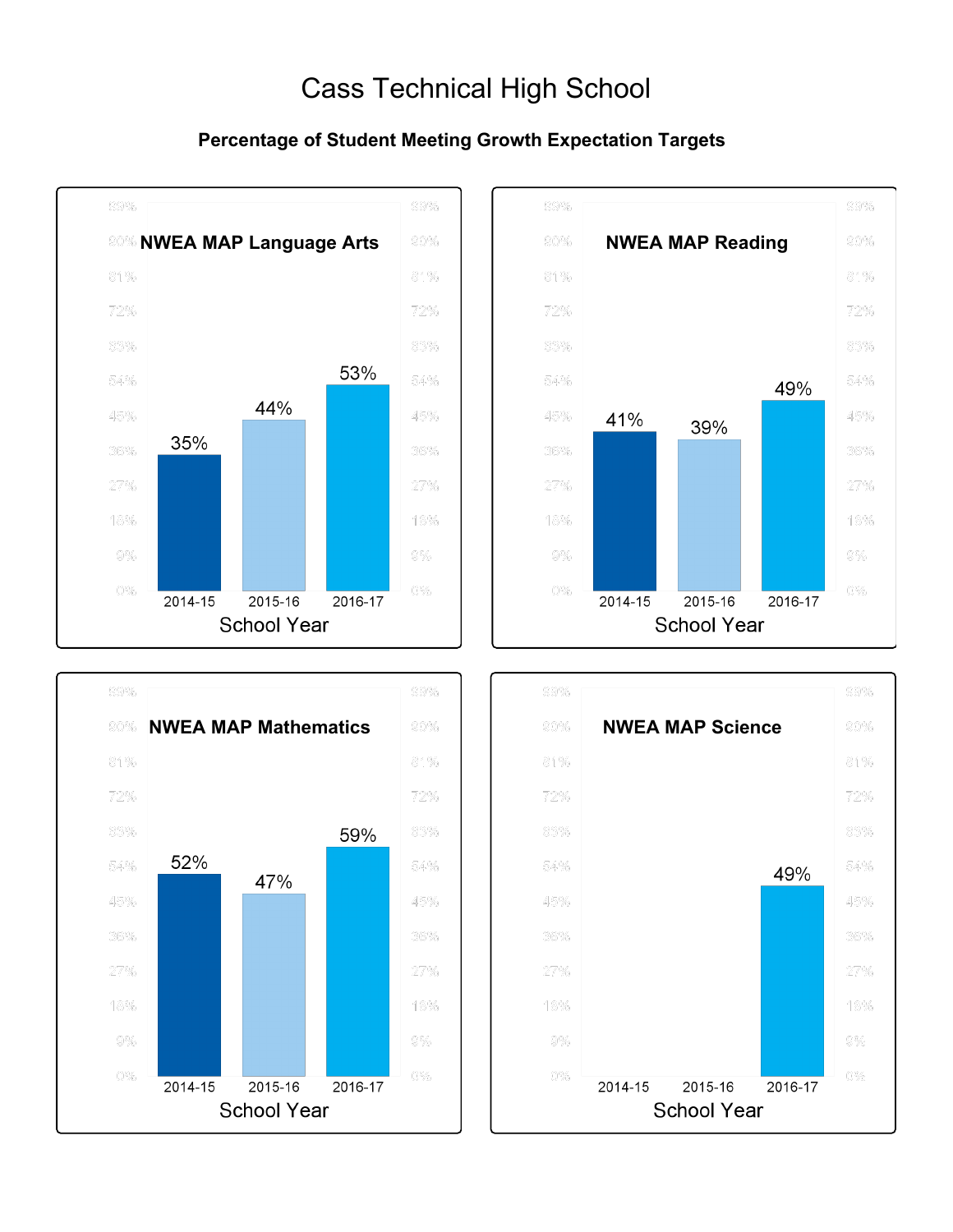# Cass Technical High School

**Percentage of Student Meeting Growth Expectation Targets**

**NWEA MAP Language Arts**

35%
44%
53%
2014-15
2015-16
2016-17
School Year

**NWEA MAP Reading**

41%
39%
49%
2014-15
2015-16
2016-17
School Year

**NWEA MAP Mathematics**

52%
47%
59%
2014-15
2015-16
2016-17
School Year

**NWEA MAP Science**

49%
2014-15
2015-16
2016-17
School Year